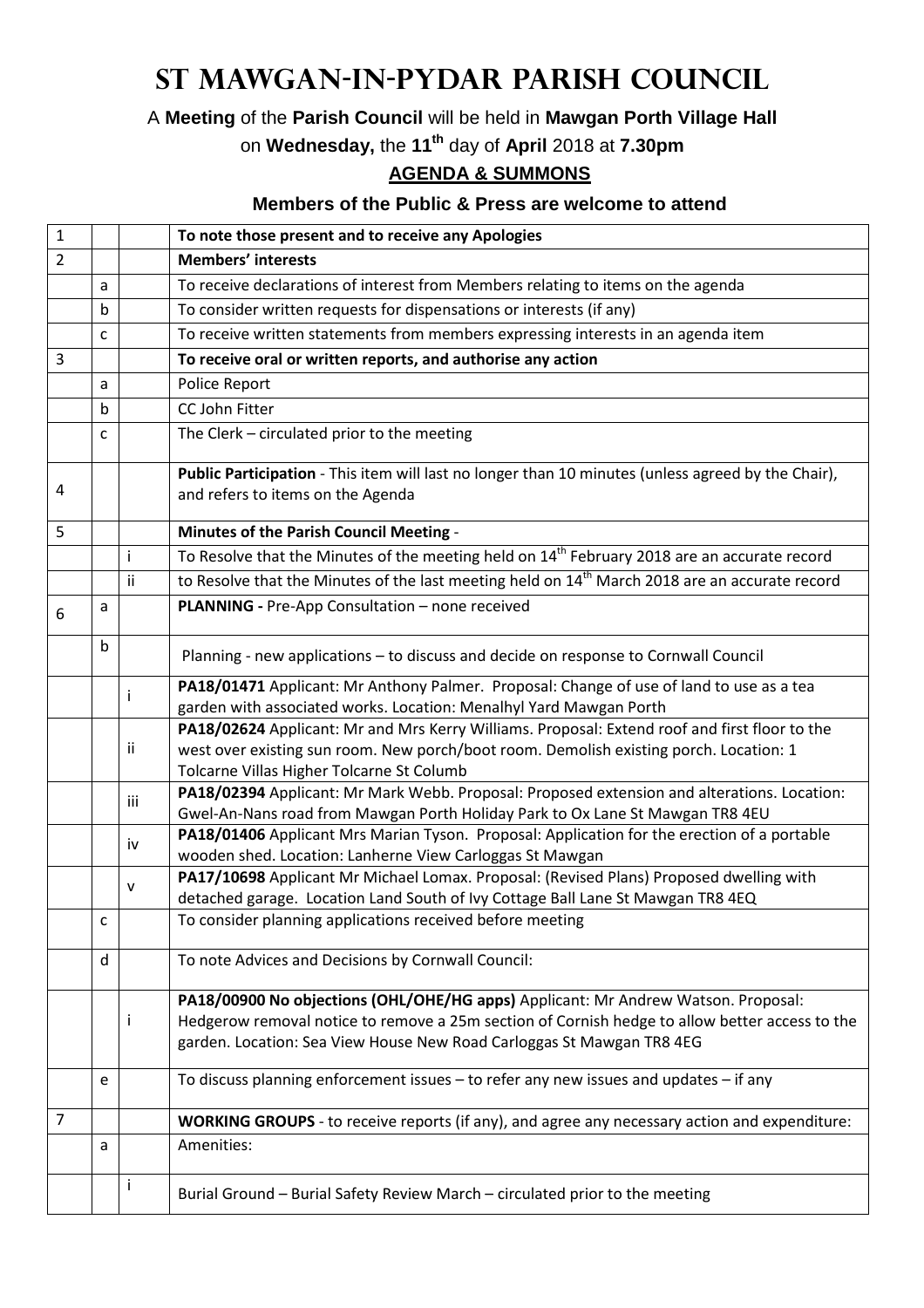# St Mawgan-in-Pydar Parish Council

A **Meeting** of the **Parish Council** will be held in **Mawgan Porth Village Hall**

on **Wednesday,** the **11th** day of **April** 2018 at **7.30pm**

## AGENDA & SUMMONS

### Members of the Public & Press are welcome to attend

| | | | |
|---|---|---|---|
| 1 | | | **To note those present and to receive any Apologies** |
| 2 | | | **Members' interests** |
| | a | | To receive declarations of interest from Members relating to items on the agenda |
| | b | | To consider written requests for dispensations or interests (if any) |
| | c | | To receive written statements from members expressing interests in an agenda item |
| 3 | | | **To receive oral or written reports, and authorise any action** |
| | a | | Police Report |
| | b | | CC John Fitter |
| | c | | The Clerk – circulated prior to the meeting |
| 4 | | | **Public Participation** - This item will last no longer than 10 minutes (unless agreed by the Chair), and refers to items on the Agenda |
| 5 | | | **Minutes of the Parish Council Meeting** - |
| | | i | To Resolve that the Minutes of the meeting held on 14th February 2018 are an accurate record |
| | | ii | to Resolve that the Minutes of the last meeting held on 14th March 2018 are an accurate record |
| 6 | a | | **PLANNING -** Pre-App Consultation – none received |
| | b | | Planning - new applications – to discuss and decide on response to Cornwall Council |
| | | i | **PA18/01471** Applicant: Mr Anthony Palmer. Proposal: Change of use of land to use as a tea garden with associated works. Location: Menalhyl Yard Mawgan Porth |
| | | ii | **PA18/02624** Applicant: Mr and Mrs Kerry Williams. Proposal: Extend roof and first floor to the west over existing sun room. New porch/boot room. Demolish existing porch. Location: 1 Tolcarne Villas Higher Tolcarne St Columb |
| | | iii | **PA18/02394** Applicant: Mr Mark Webb. Proposal: Proposed extension and alterations. Location: Gwel-An-Nans road from Mawgan Porth Holiday Park to Ox Lane St Mawgan TR8 4EU |
| | | iv | **PA18/01406** Applicant Mrs Marian Tyson. Proposal: Application for the erection of a portable wooden shed. Location: Lanherne View Carloggas St Mawgan |
| | | v | **PA17/10698** Applicant Mr Michael Lomax. Proposal: (Revised Plans) Proposed dwelling with detached garage. Location Land South of Ivy Cottage Ball Lane St Mawgan TR8 4EQ |
| | c | | To consider planning applications received before meeting |
| | d | | To note Advices and Decisions by Cornwall Council: |
| | | i | **PA18/00900 No objections (OHL/OHE/HG apps)** Applicant: Mr Andrew Watson. Proposal: Hedgerow removal notice to remove a 25m section of Cornish hedge to allow better access to the garden. Location: Sea View House New Road Carloggas St Mawgan TR8 4EG |
| | e | | To discuss planning enforcement issues – to refer any new issues and updates – if any |
| 7 | | | **WORKING GROUPS** - to receive reports (if any), and agree any necessary action and expenditure: |
| | a | | Amenities: |
| | | i | Burial Ground – Burial Safety Review March – circulated prior to the meeting |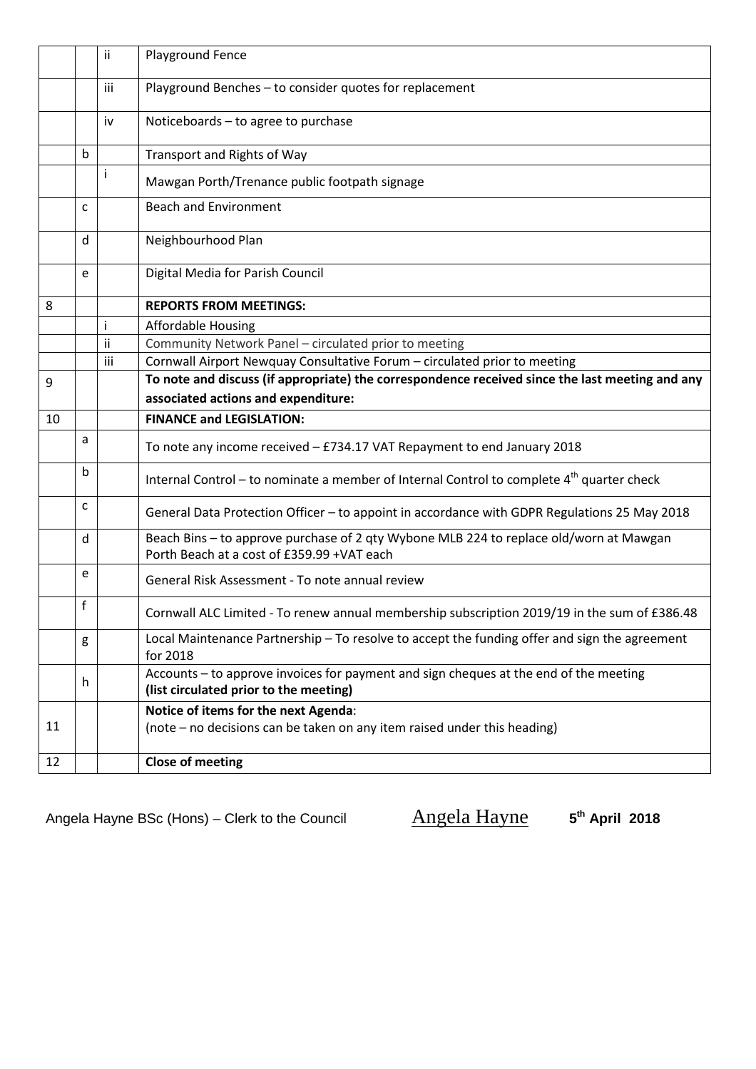| | | | |
|---|---|---|---|
| | | ii | Playground Fence |
| | | iii | Playground Benches – to consider quotes for replacement |
| | | iv | Noticeboards – to agree to purchase |
| | b | | Transport and Rights of Way |
| | | i | Mawgan Porth/Trenance public footpath signage |
| | c | | Beach and Environment |
| | d | | Neighbourhood Plan |
| | e | | Digital Media for Parish Council |
| 8 | | | **REPORTS FROM MEETINGS:** |
| | | i | Affordable Housing |
| | | ii | Community Network Panel – circulated prior to meeting |
| | | iii | Cornwall Airport Newquay Consultative Forum – circulated prior to meeting |
| 9 | | | **To note and discuss (if appropriate) the correspondence received since the last meeting and any associated actions and expenditure:** |
| 10 | | | **FINANCE and LEGISLATION:** |
| | a | | To note any income received – £734.17 VAT Repayment to end January 2018 |
| | b | | Internal Control – to nominate a member of Internal Control to complete 4th quarter check |
| | c | | General Data Protection Officer – to appoint in accordance with GDPR Regulations 25 May 2018 |
| | d | | Beach Bins – to approve purchase of 2 qty Wybone MLB 224 to replace old/worn at Mawgan Porth Beach at a cost of £359.99 +VAT each |
| | e | | General Risk Assessment - To note annual review |
| | f | | Cornwall ALC Limited - To renew annual membership subscription 2019/19 in the sum of £386.48 |
| | g | | Local Maintenance Partnership – To resolve to accept the funding offer and sign the agreement for 2018 |
| | h | | Accounts – to approve invoices for payment and sign cheques at the end of the meeting **(list circulated prior to the meeting)** |
| 11 | | | **Notice of items for the next Agenda**: (note – no decisions can be taken on any item raised under this heading) |
| 12 | | | **Close of meeting** |

Angela Hayne BSc (Hons) – Clerk to the Council Angela Hayne **5th April 2018**